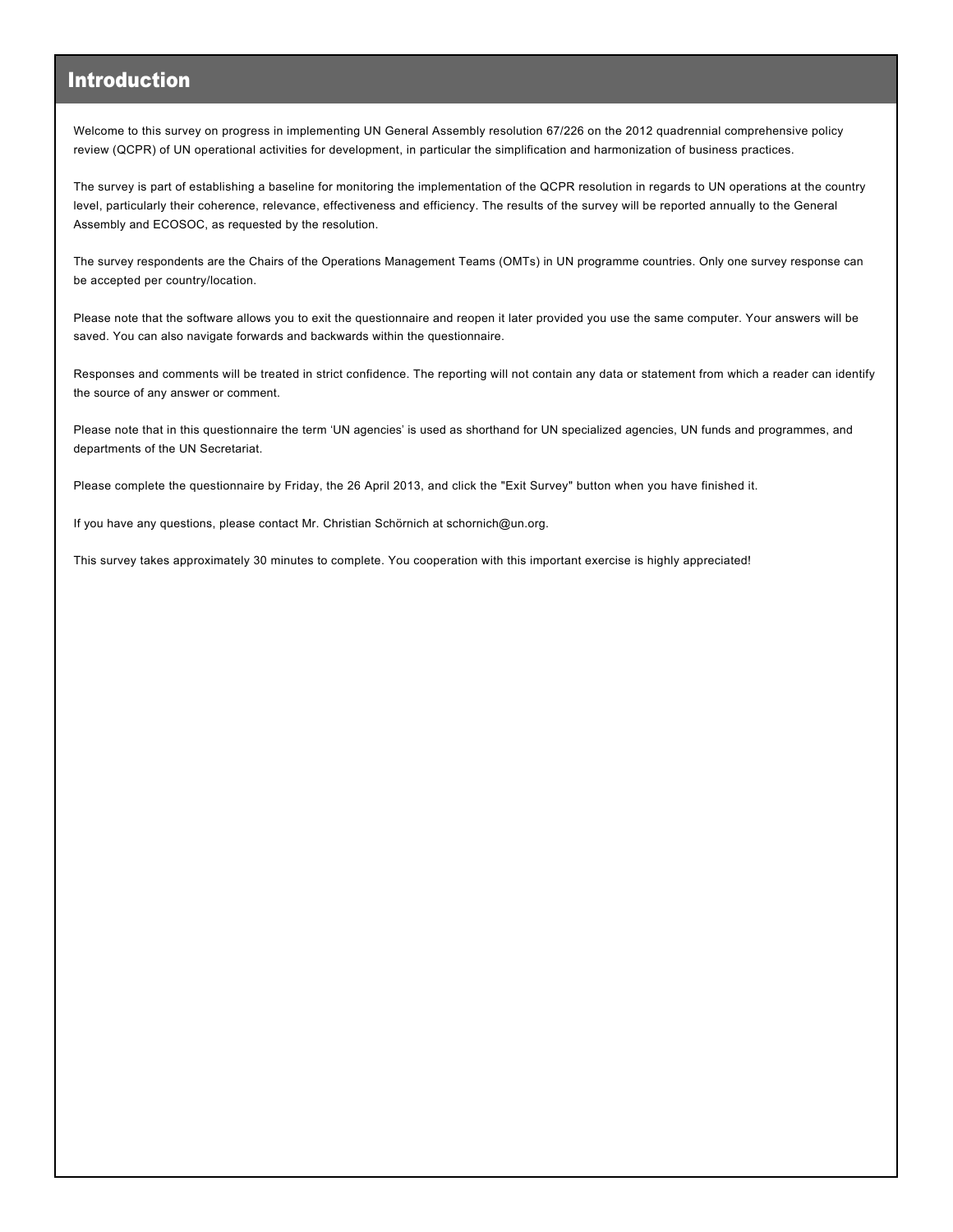# Introduction

Welcome to this survey on progress in implementing UN General Assembly resolution 67/226 on the 2012 quadrennial comprehensive policy review (QCPR) of UN operational activities for development, in particular the simplification and harmonization of business practices.

The survey is part of establishing a baseline for monitoring the implementation of the QCPR resolution in regards to UN operations at the country level, particularly their coherence, relevance, effectiveness and efficiency. The results of the survey will be reported annually to the General Assembly and ECOSOC, as requested by the resolution.

The survey respondents are the Chairs of the Operations Management Teams (OMTs) in UN programme countries. Only one survey response can be accepted per country/location.

Please note that the software allows you to exit the questionnaire and reopen it later provided you use the same computer. Your answers will be saved. You can also navigate forwards and backwards within the questionnaire.

Responses and comments will be treated in strict confidence. The reporting will not contain any data or statement from which a reader can identify the source of any answer or comment.

Please note that in this questionnaire the term 'UN agencies' is used as shorthand for UN specialized agencies, UN funds and programmes, and departments of the UN Secretariat.

Please complete the questionnaire by Friday, the 26 April 2013, and click the "Exit Survey" button when you have finished it.

If you have any questions, please contact Mr. Christian Schörnich at schornich@un.org.

This survey takes approximately 30 minutes to complete. You cooperation with this important exercise is highly appreciated!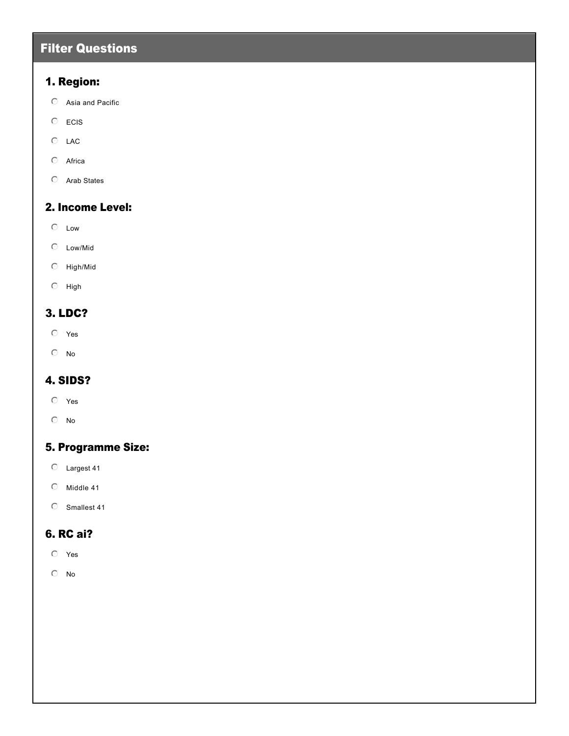# Filter Questions

## 1. Region:

- Asia and Pacific
- ECIS
- LAC
- Africa
- Arab States

## 2. Income Level:

- Low
- Low/Mid
- High/Mid
- High

## 3. LDC?

- Yes
- No

## 4. SIDS?

- Yes
- No

## 5. Programme Size:

- Largest 41
- Middle 41
- Smallest 41

## 6. RC ai?

- Yes
- No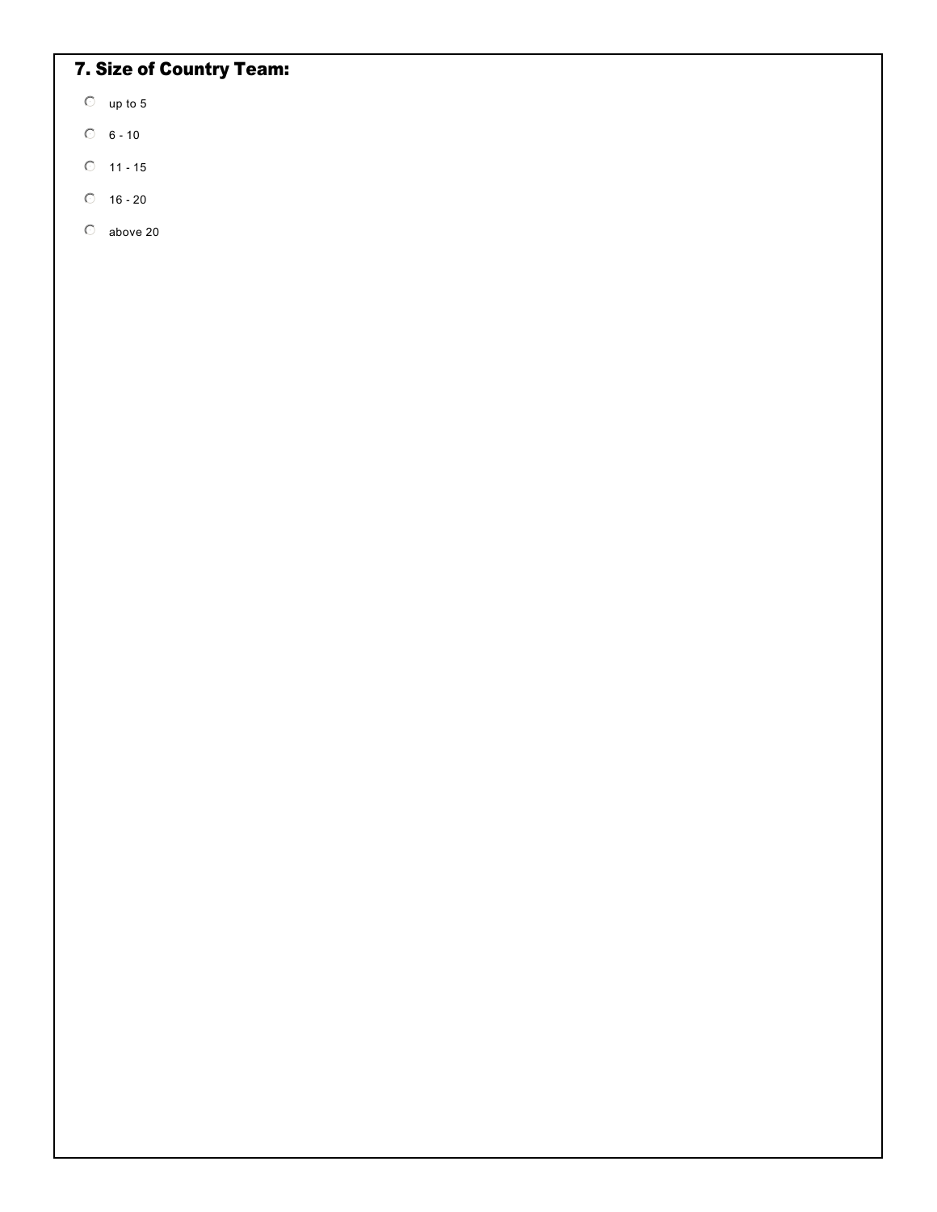## 7. Size of Country Team:

- up to 5
- 6 - 10
- 11 - 15
- 16 - 20
- above 20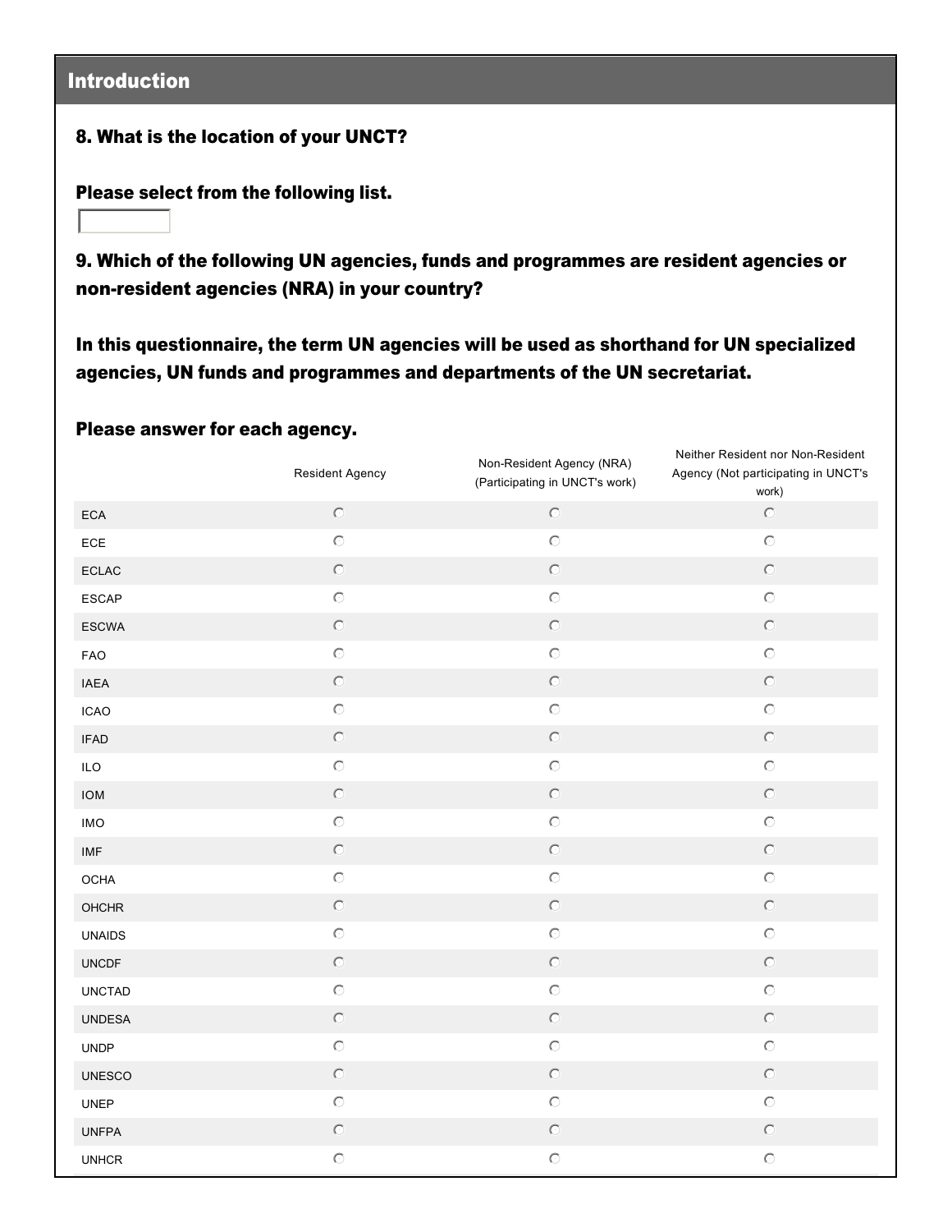## Introduction

**8. What is the location of your UNCT?**

**Please select from the following list.**

**9. Which of the following UN agencies, funds and programmes are resident agencies or non-resident agencies (NRA) in your country?**

**In this questionnaire, the term UN agencies will be used as shorthand for UN specialized agencies, UN funds and programmes and departments of the UN secretariat.**

**Please answer for each agency.**

| | Resident Agency | Non-Resident Agency (NRA) (Participating in UNCT's work) | Neither Resident nor Non-Resident Agency (Not participating in UNCT's work) |
|---|---|---|---|
| ECA | ○ | ○ | ○ |
| ECE | ○ | ○ | ○ |
| ECLAC | ○ | ○ | ○ |
| ESCAP | ○ | ○ | ○ |
| ESCWA | ○ | ○ | ○ |
| FAO | ○ | ○ | ○ |
| IAEA | ○ | ○ | ○ |
| ICAO | ○ | ○ | ○ |
| IFAD | ○ | ○ | ○ |
| ILO | ○ | ○ | ○ |
| IOM | ○ | ○ | ○ |
| IMO | ○ | ○ | ○ |
| IMF | ○ | ○ | ○ |
| OCHA | ○ | ○ | ○ |
| OHCHR | ○ | ○ | ○ |
| UNAIDS | ○ | ○ | ○ |
| UNCDF | ○ | ○ | ○ |
| UNCTAD | ○ | ○ | ○ |
| UNDESA | ○ | ○ | ○ |
| UNDP | ○ | ○ | ○ |
| UNESCO | ○ | ○ | ○ |
| UNEP | ○ | ○ | ○ |
| UNFPA | ○ | ○ | ○ |
| UNHCR | ○ | ○ | ○ |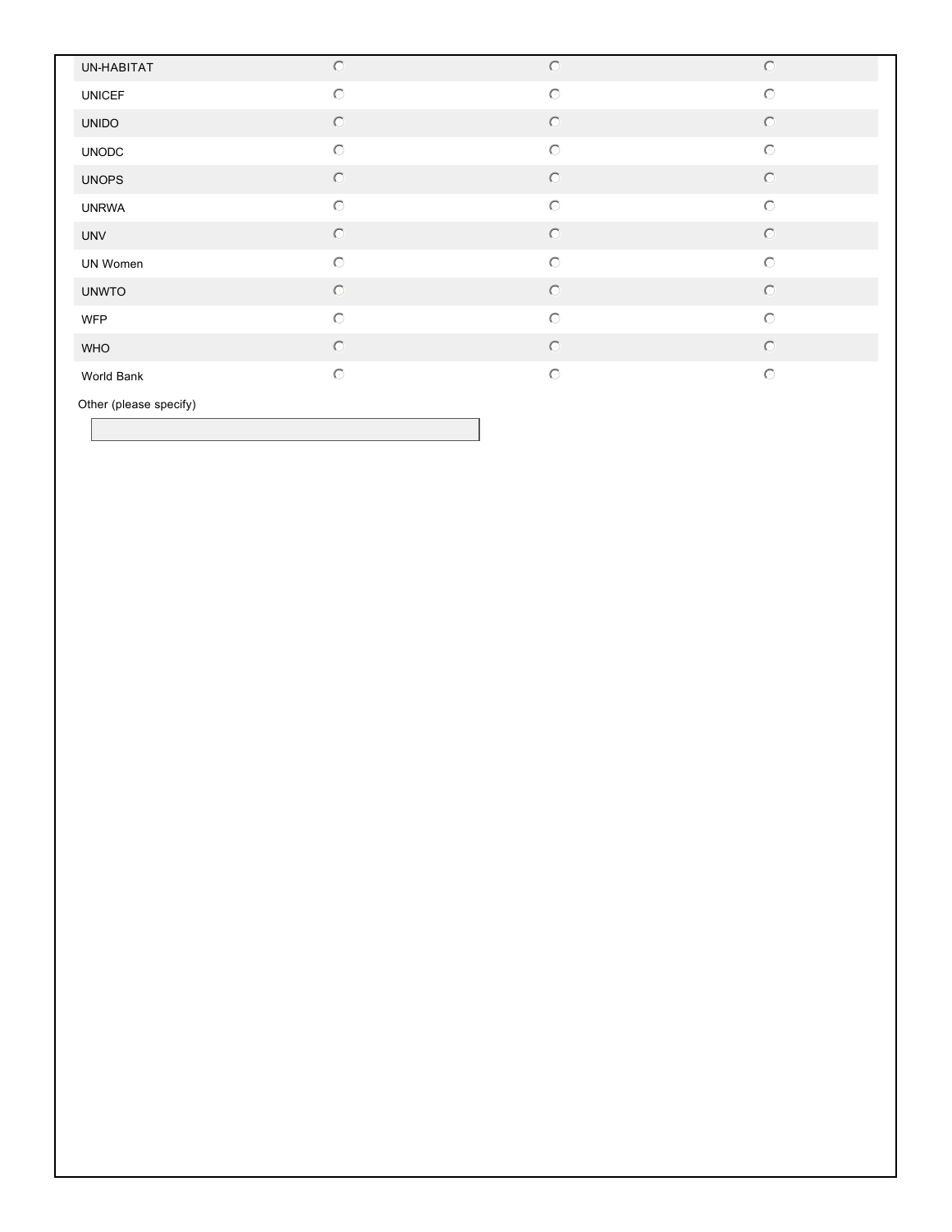| | | | |
|---|---|---|---|
| UN-HABITAT | ◯ | ◯ | ◯ |
| UNICEF | ◯ | ◯ | ◯ |
| UNIDO | ◯ | ◯ | ◯ |
| UNODC | ◯ | ◯ | ◯ |
| UNOPS | ◯ | ◯ | ◯ |
| UNRWA | ◯ | ◯ | ◯ |
| UNV | ◯ | ◯ | ◯ |
| UN Women | ◯ | ◯ | ◯ |
| UNWTO | ◯ | ◯ | ◯ |
| WFP | ◯ | ◯ | ◯ |
| WHO | ◯ | ◯ | ◯ |
| World Bank | ◯ | ◯ | ◯ |

Other (please specify)

\_\_\_\_\_\_\_\_\_\_\_\_\_\_\_\_\_\_\_\_\_\_\_\_\_\_\_\_\_\_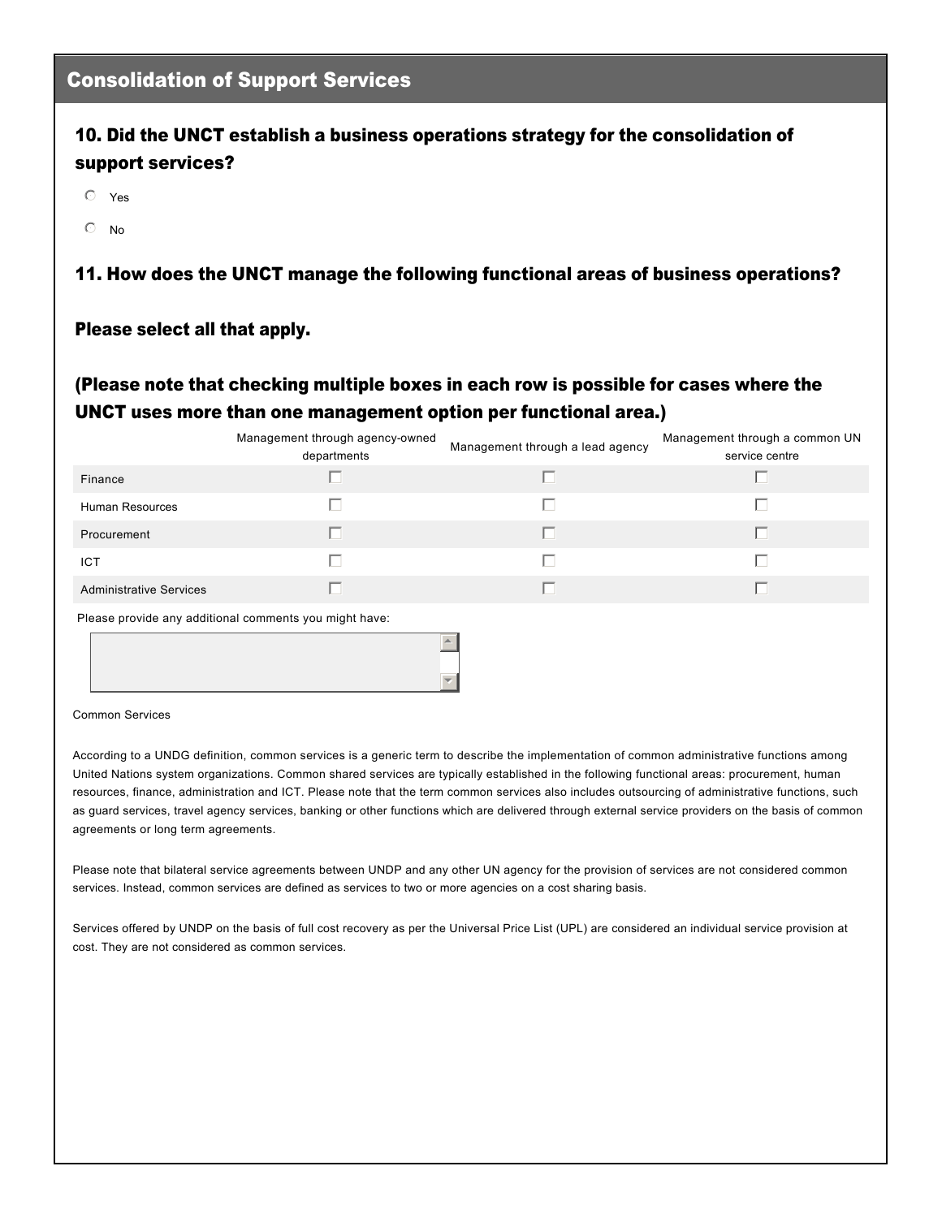## Consolidation of Support Services

### 10. Did the UNCT establish a business operations strategy for the consolidation of support services?

- ○ Yes
- ○ No

### 11. How does the UNCT manage the following functional areas of business operations?

### Please select all that apply.

### (Please note that checking multiple boxes in each row is possible for cases where the UNCT uses more than one management option per functional area.)

| | Management through agency-owned departments | Management through a lead agency | Management through a common UN service centre |
|---|---|---|---|
| Finance | ☐ | ☐ | ☐ |
| Human Resources | ☐ | ☐ | ☐ |
| Procurement | ☐ | ☐ | ☐ |
| ICT | ☐ | ☐ | ☐ |
| Administrative Services | ☐ | ☐ | ☐ |

Please provide any additional comments you might have:

Common Services

According to a UNDG definition, common services is a generic term to describe the implementation of common administrative functions among United Nations system organizations. Common shared services are typically established in the following functional areas: procurement, human resources, finance, administration and ICT. Please note that the term common services also includes outsourcing of administrative functions, such as guard services, travel agency services, banking or other functions which are delivered through external service providers on the basis of common agreements or long term agreements.

Please note that bilateral service agreements between UNDP and any other UN agency for the provision of services are not considered common services. Instead, common services are defined as services to two or more agencies on a cost sharing basis.

Services offered by UNDP on the basis of full cost recovery as per the Universal Price List (UPL) are considered an individual service provision at cost. They are not considered as common services.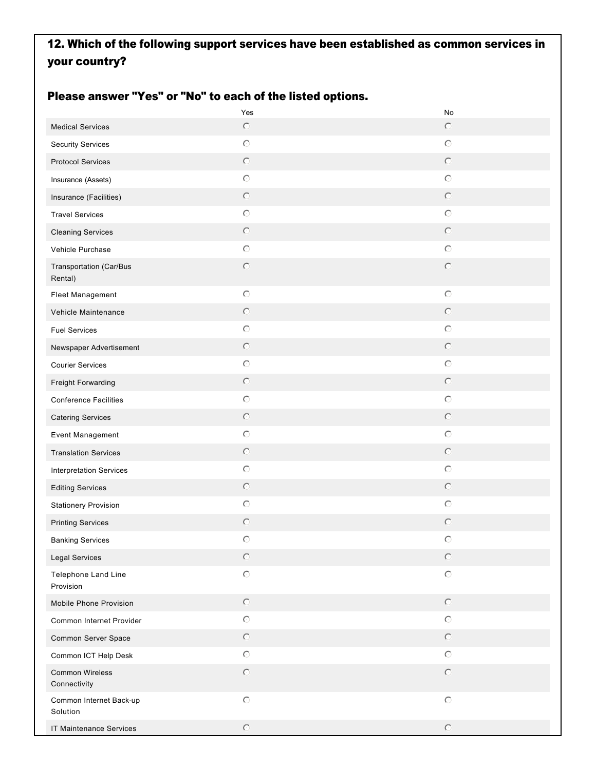## 12. Which of the following support services have been established as common services in your country?

## Please answer "Yes" or "No" to each of the listed options.

| | Yes | No |
|---|---|---|
| Medical Services | ○ | ○ |
| Security Services | ○ | ○ |
| Protocol Services | ○ | ○ |
| Insurance (Assets) | ○ | ○ |
| Insurance (Facilities) | ○ | ○ |
| Travel Services | ○ | ○ |
| Cleaning Services | ○ | ○ |
| Vehicle Purchase | ○ | ○ |
| Transportation (Car/Bus Rental) | ○ | ○ |
| Fleet Management | ○ | ○ |
| Vehicle Maintenance | ○ | ○ |
| Fuel Services | ○ | ○ |
| Newspaper Advertisement | ○ | ○ |
| Courier Services | ○ | ○ |
| Freight Forwarding | ○ | ○ |
| Conference Facilities | ○ | ○ |
| Catering Services | ○ | ○ |
| Event Management | ○ | ○ |
| Translation Services | ○ | ○ |
| Interpretation Services | ○ | ○ |
| Editing Services | ○ | ○ |
| Stationery Provision | ○ | ○ |
| Printing Services | ○ | ○ |
| Banking Services | ○ | ○ |
| Legal Services | ○ | ○ |
| Telephone Land Line Provision | ○ | ○ |
| Mobile Phone Provision | ○ | ○ |
| Common Internet Provider | ○ | ○ |
| Common Server Space | ○ | ○ |
| Common ICT Help Desk | ○ | ○ |
| Common Wireless Connectivity | ○ | ○ |
| Common Internet Back-up Solution | ○ | ○ |
| IT Maintenance Services | ○ | ○ |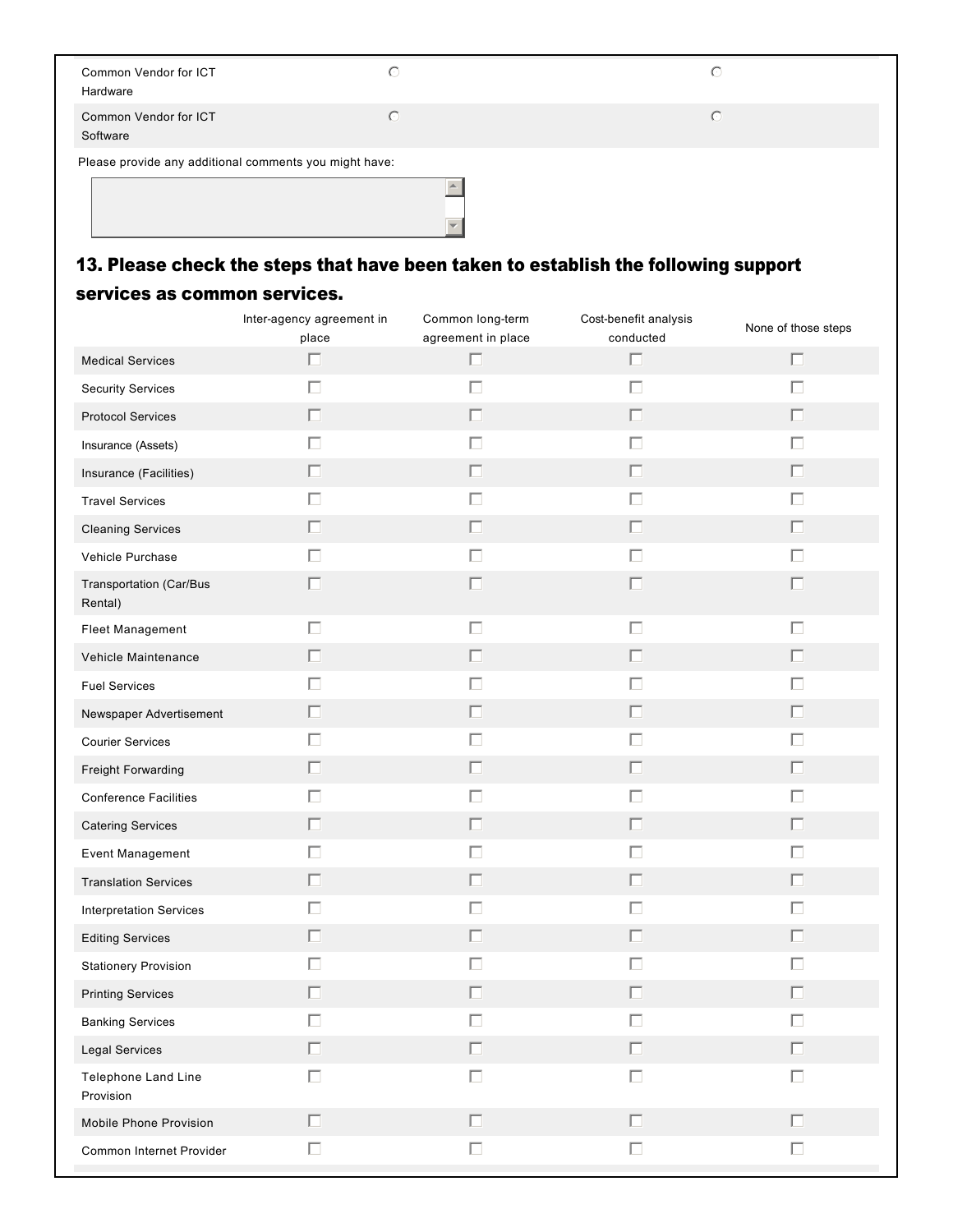| | | |
|---|---|---|
| Common Vendor for ICT Hardware | ○ | ○ |
| Common Vendor for ICT Software | ○ | ○ |

Please provide any additional comments you might have:

## 13. Please check the steps that have been taken to establish the following support services as common services.

| | Inter-agency agreement in place | Common long-term agreement in place | Cost-benefit analysis conducted | None of those steps |
|---|---|---|---|---|
| Medical Services | ☐ | ☐ | ☐ | ☐ |
| Security Services | ☐ | ☐ | ☐ | ☐ |
| Protocol Services | ☐ | ☐ | ☐ | ☐ |
| Insurance (Assets) | ☐ | ☐ | ☐ | ☐ |
| Insurance (Facilities) | ☐ | ☐ | ☐ | ☐ |
| Travel Services | ☐ | ☐ | ☐ | ☐ |
| Cleaning Services | ☐ | ☐ | ☐ | ☐ |
| Vehicle Purchase | ☐ | ☐ | ☐ | ☐ |
| Transportation (Car/Bus Rental) | ☐ | ☐ | ☐ | ☐ |
| Fleet Management | ☐ | ☐ | ☐ | ☐ |
| Vehicle Maintenance | ☐ | ☐ | ☐ | ☐ |
| Fuel Services | ☐ | ☐ | ☐ | ☐ |
| Newspaper Advertisement | ☐ | ☐ | ☐ | ☐ |
| Courier Services | ☐ | ☐ | ☐ | ☐ |
| Freight Forwarding | ☐ | ☐ | ☐ | ☐ |
| Conference Facilities | ☐ | ☐ | ☐ | ☐ |
| Catering Services | ☐ | ☐ | ☐ | ☐ |
| Event Management | ☐ | ☐ | ☐ | ☐ |
| Translation Services | ☐ | ☐ | ☐ | ☐ |
| Interpretation Services | ☐ | ☐ | ☐ | ☐ |
| Editing Services | ☐ | ☐ | ☐ | ☐ |
| Stationery Provision | ☐ | ☐ | ☐ | ☐ |
| Printing Services | ☐ | ☐ | ☐ | ☐ |
| Banking Services | ☐ | ☐ | ☐ | ☐ |
| Legal Services | ☐ | ☐ | ☐ | ☐ |
| Telephone Land Line Provision | ☐ | ☐ | ☐ | ☐ |
| Mobile Phone Provision | ☐ | ☐ | ☐ | ☐ |
| Common Internet Provider | ☐ | ☐ | ☐ | ☐ |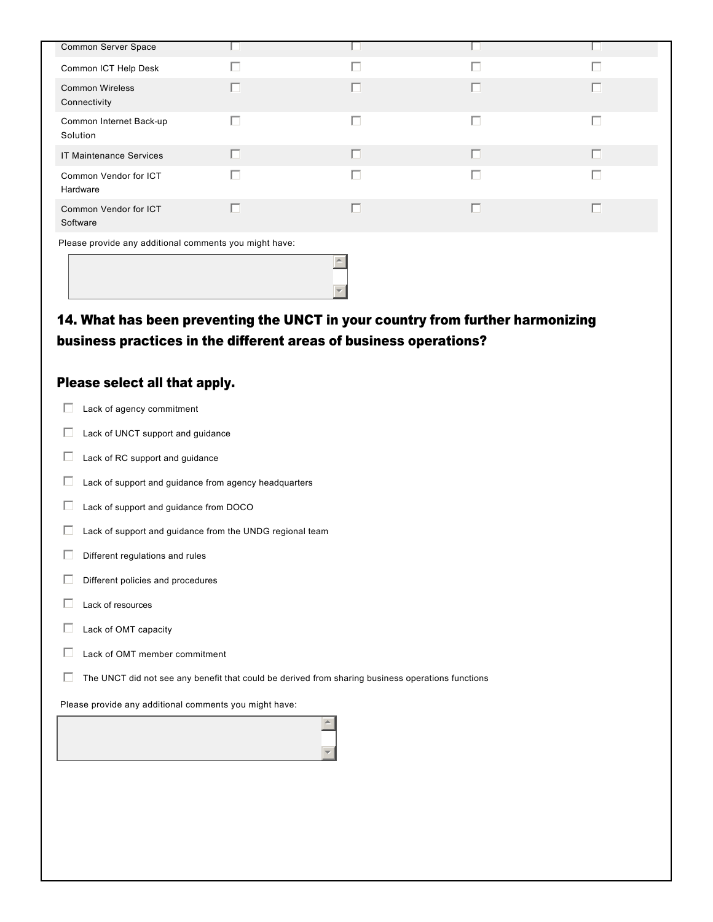| | | | | |
|---|---|---|---|---|
| Common Server Space | ☐ | ☐ | ☐ | ☐ |
| Common ICT Help Desk | ☐ | ☐ | ☐ | ☐ |
| Common Wireless Connectivity | ☐ | ☐ | ☐ | ☐ |
| Common Internet Back-up Solution | ☐ | ☐ | ☐ | ☐ |
| IT Maintenance Services | ☐ | ☐ | ☐ | ☐ |
| Common Vendor for ICT Hardware | ☐ | ☐ | ☐ | ☐ |
| Common Vendor for ICT Software | ☐ | ☐ | ☐ | ☐ |

Please provide any additional comments you might have:

## 14. What has been preventing the UNCT in your country from further harmonizing business practices in the different areas of business operations?

## Please select all that apply.

- ☐ Lack of agency commitment
- ☐ Lack of UNCT support and guidance
- ☐ Lack of RC support and guidance
- ☐ Lack of support and guidance from agency headquarters
- ☐ Lack of support and guidance from DOCO
- ☐ Lack of support and guidance from the UNDG regional team
- ☐ Different regulations and rules
- ☐ Different policies and procedures
- ☐ Lack of resources
- ☐ Lack of OMT capacity
- ☐ Lack of OMT member commitment
- ☐ The UNCT did not see any benefit that could be derived from sharing business operations functions

Please provide any additional comments you might have: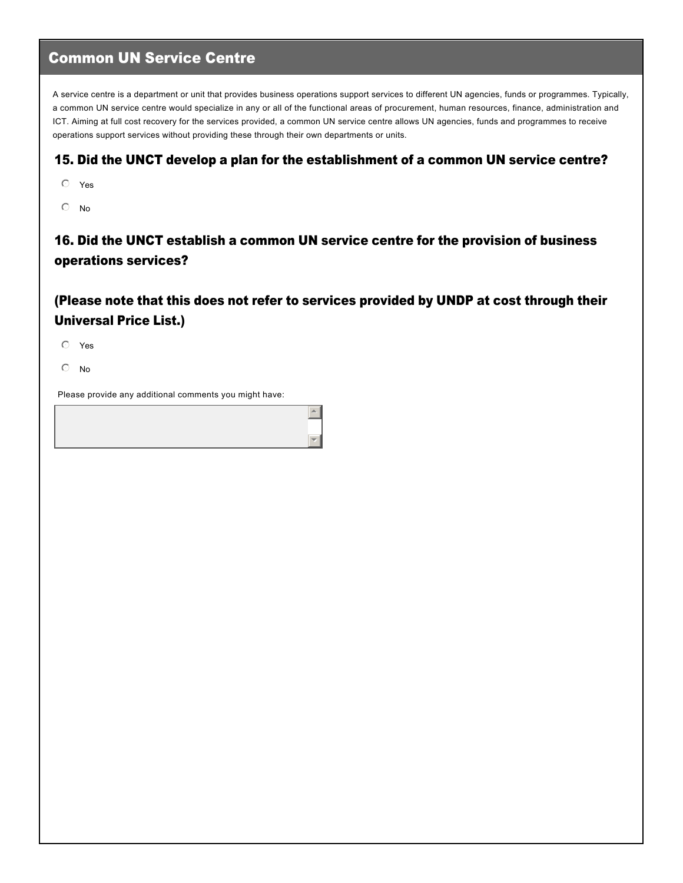## Common UN Service Centre

A service centre is a department or unit that provides business operations support services to different UN agencies, funds or programmes. Typically, a common UN service centre would specialize in any or all of the functional areas of procurement, human resources, finance, administration and ICT. Aiming at full cost recovery for the services provided, a common UN service centre allows UN agencies, funds and programmes to receive operations support services without providing these through their own departments or units.

### 15. Did the UNCT develop a plan for the establishment of a common UN service centre?

- Yes
- No

### 16. Did the UNCT establish a common UN service centre for the provision of business operations services?

### (Please note that this does not refer to services provided by UNDP at cost through their Universal Price List.)

- Yes
- No

Please provide any additional comments you might have: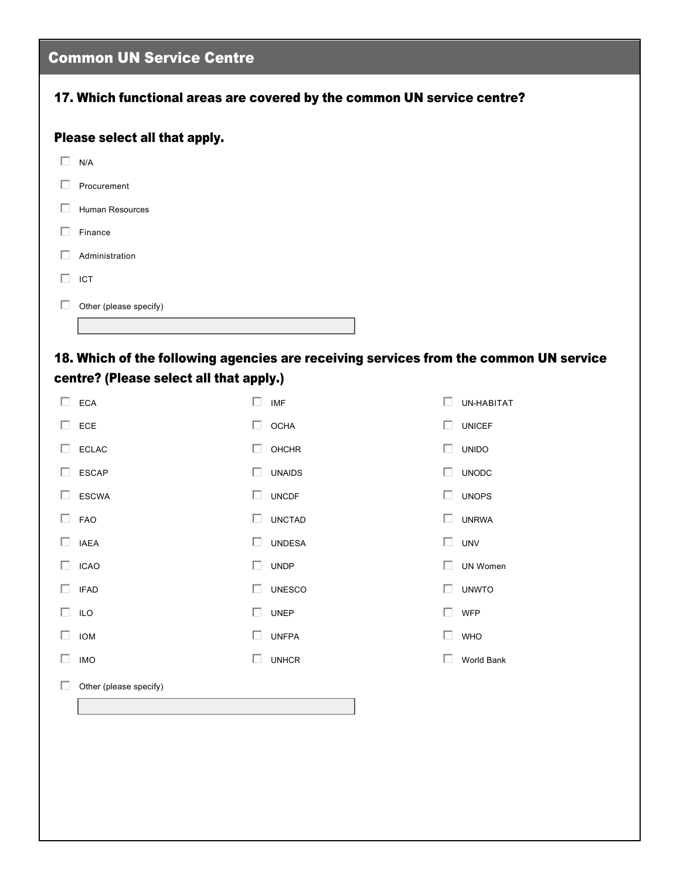## Common UN Service Centre

### 17. Which functional areas are covered by the common UN service centre?

### Please select all that apply.

- ☐ N/A
- ☐ Procurement
- ☐ Human Resources
- ☐ Finance
- ☐ Administration
- ☐ ICT
- ☐ Other (please specify)

______________________

### 18. Which of the following agencies are receiving services from the common UN service centre? (Please select all that apply.)

- ☐ ECA
- ☐ ECE
- ☐ ECLAC
- ☐ ESCAP
- ☐ ESCWA
- ☐ FAO
- ☐ IAEA
- ☐ ICAO
- ☐ IFAD
- ☐ ILO
- ☐ IOM
- ☐ IMO
- ☐ IMF
- ☐ OCHA
- ☐ OHCHR
- ☐ UNAIDS
- ☐ UNCDF
- ☐ UNCTAD
- ☐ UNDESA
- ☐ UNDP
- ☐ UNESCO
- ☐ UNEP
- ☐ UNFPA
- ☐ UNHCR
- ☐ UN-HABITAT
- ☐ UNICEF
- ☐ UNIDO
- ☐ UNODC
- ☐ UNOPS
- ☐ UNRWA
- ☐ UNV
- ☐ UN Women
- ☐ UNWTO
- ☐ WFP
- ☐ WHO
- ☐ World Bank
- ☐ Other (please specify)

______________________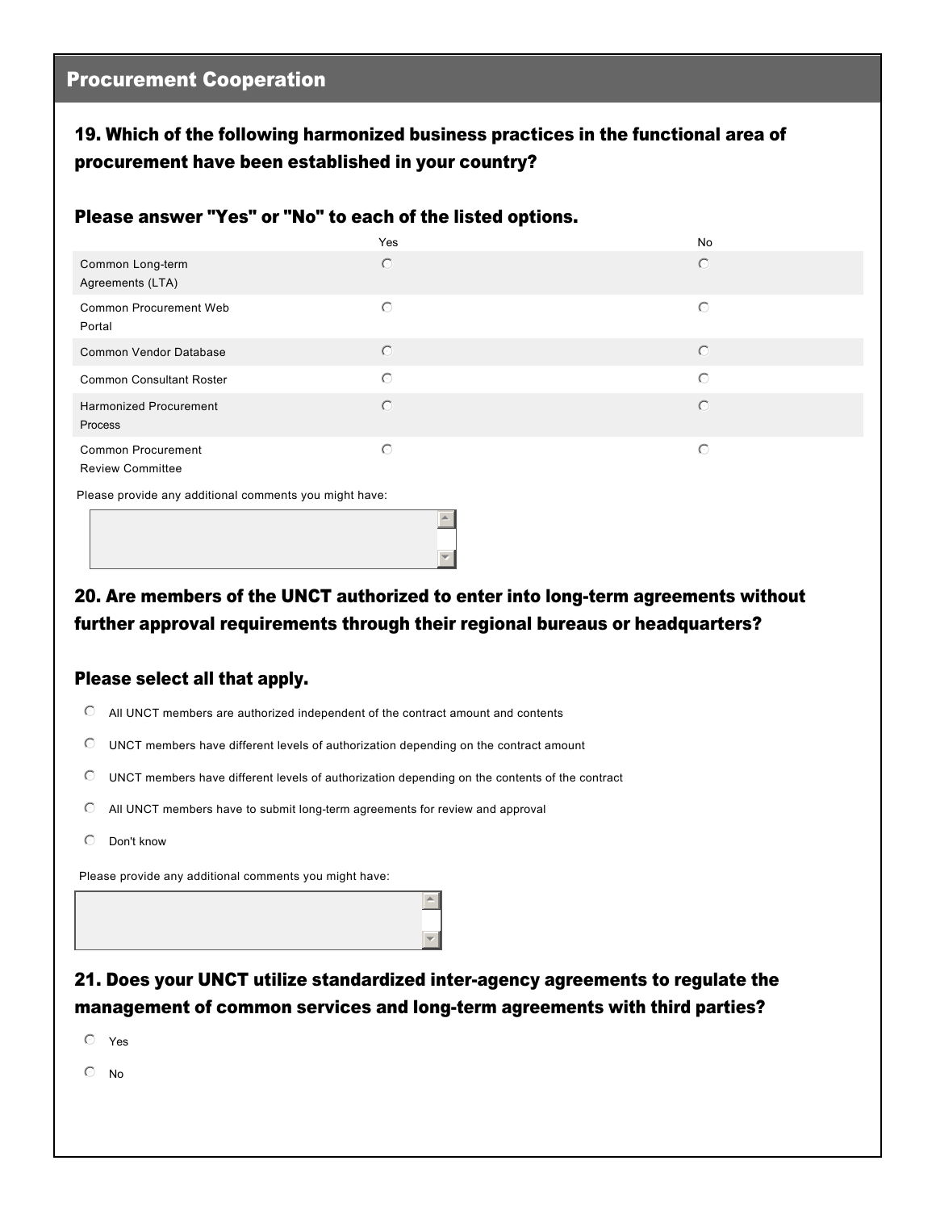## Procurement Cooperation

### 19. Which of the following harmonized business practices in the functional area of procurement have been established in your country?

### Please answer "Yes" or "No" to each of the listed options.

| | Yes | No |
|---|---|---|
| Common Long-term Agreements (LTA) | ○ | ○ |
| Common Procurement Web Portal | ○ | ○ |
| Common Vendor Database | ○ | ○ |
| Common Consultant Roster | ○ | ○ |
| Harmonized Procurement Process | ○ | ○ |
| Common Procurement Review Committee | ○ | ○ |

Please provide any additional comments you might have:

### 20. Are members of the UNCT authorized to enter into long-term agreements without further approval requirements through their regional bureaus or headquarters?

### Please select all that apply.

- ○ All UNCT members are authorized independent of the contract amount and contents
- ○ UNCT members have different levels of authorization depending on the contract amount
- ○ UNCT members have different levels of authorization depending on the contents of the contract
- ○ All UNCT members have to submit long-term agreements for review and approval
- ○ Don't know

Please provide any additional comments you might have:

### 21. Does your UNCT utilize standardized inter-agency agreements to regulate the management of common services and long-term agreements with third parties?

- ○ Yes
- ○ No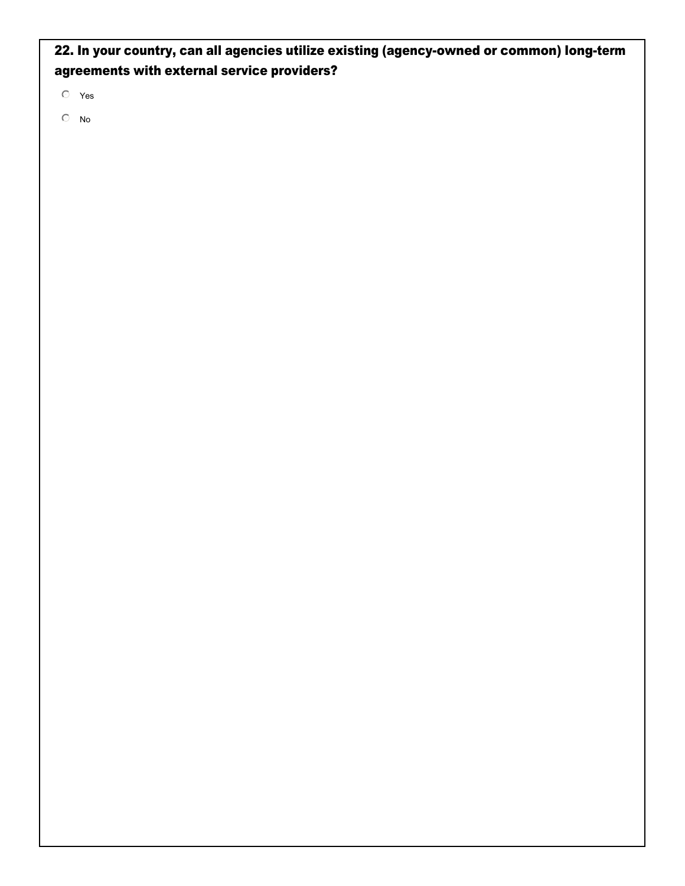**22. In your country, can all agencies utilize existing (agency-owned or common) long-term agreements with external service providers?**

- ○ Yes
- ○ No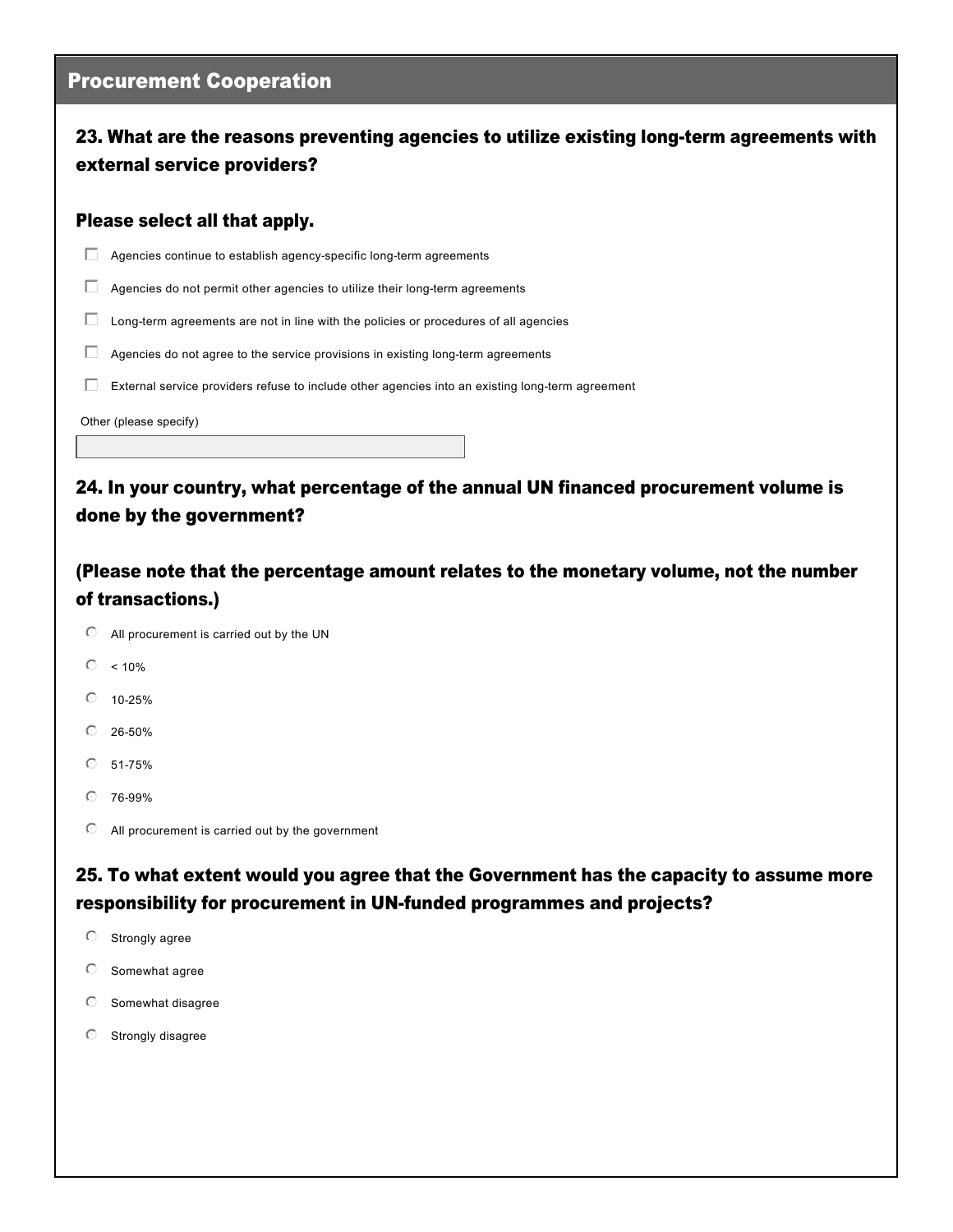## Procurement Cooperation

### 23. What are the reasons preventing agencies to utilize existing long-term agreements with external service providers?

### Please select all that apply.

- [ ] Agencies continue to establish agency-specific long-term agreements
- [ ] Agencies do not permit other agencies to utilize their long-term agreements
- [ ] Long-term agreements are not in line with the policies or procedures of all agencies
- [ ] Agencies do not agree to the service provisions in existing long-term agreements
- [ ] External service providers refuse to include other agencies into an existing long-term agreement

Other (please specify)

\_\_\_\_\_\_\_\_\_\_\_\_\_\_\_\_\_\_\_\_

### 24. In your country, what percentage of the annual UN financed procurement volume is done by the government?

### (Please note that the percentage amount relates to the monetary volume, not the number of transactions.)

- ○ All procurement is carried out by the UN
- ○ < 10%
- ○ 10-25%
- ○ 26-50%
- ○ 51-75%
- ○ 76-99%
- ○ All procurement is carried out by the government

### 25. To what extent would you agree that the Government has the capacity to assume more responsibility for procurement in UN-funded programmes and projects?

- ○ Strongly agree
- ○ Somewhat agree
- ○ Somewhat disagree
- ○ Strongly disagree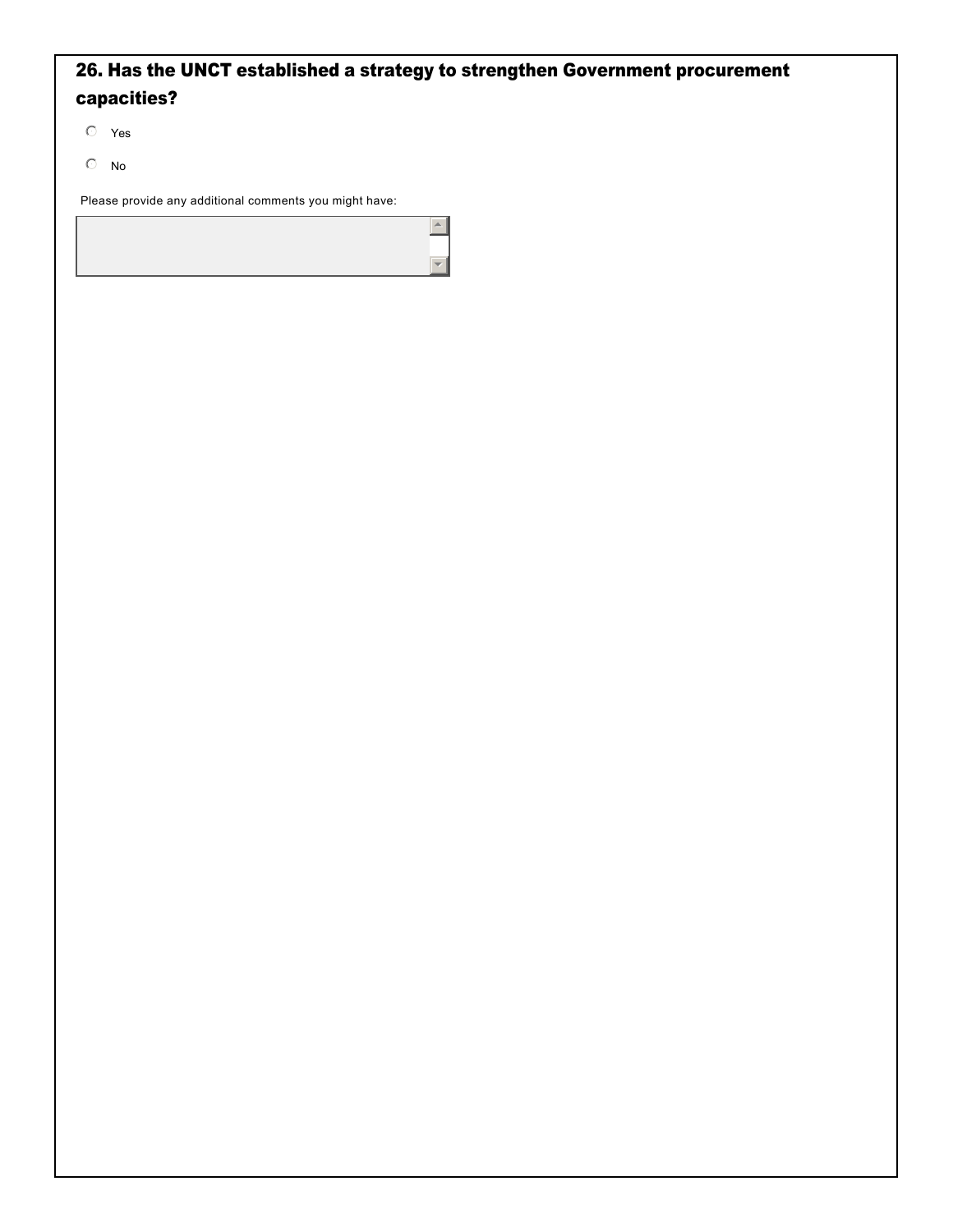## 26. Has the UNCT established a strategy to strengthen Government procurement capacities?

- ○ Yes
- ○ No

Please provide any additional comments you might have: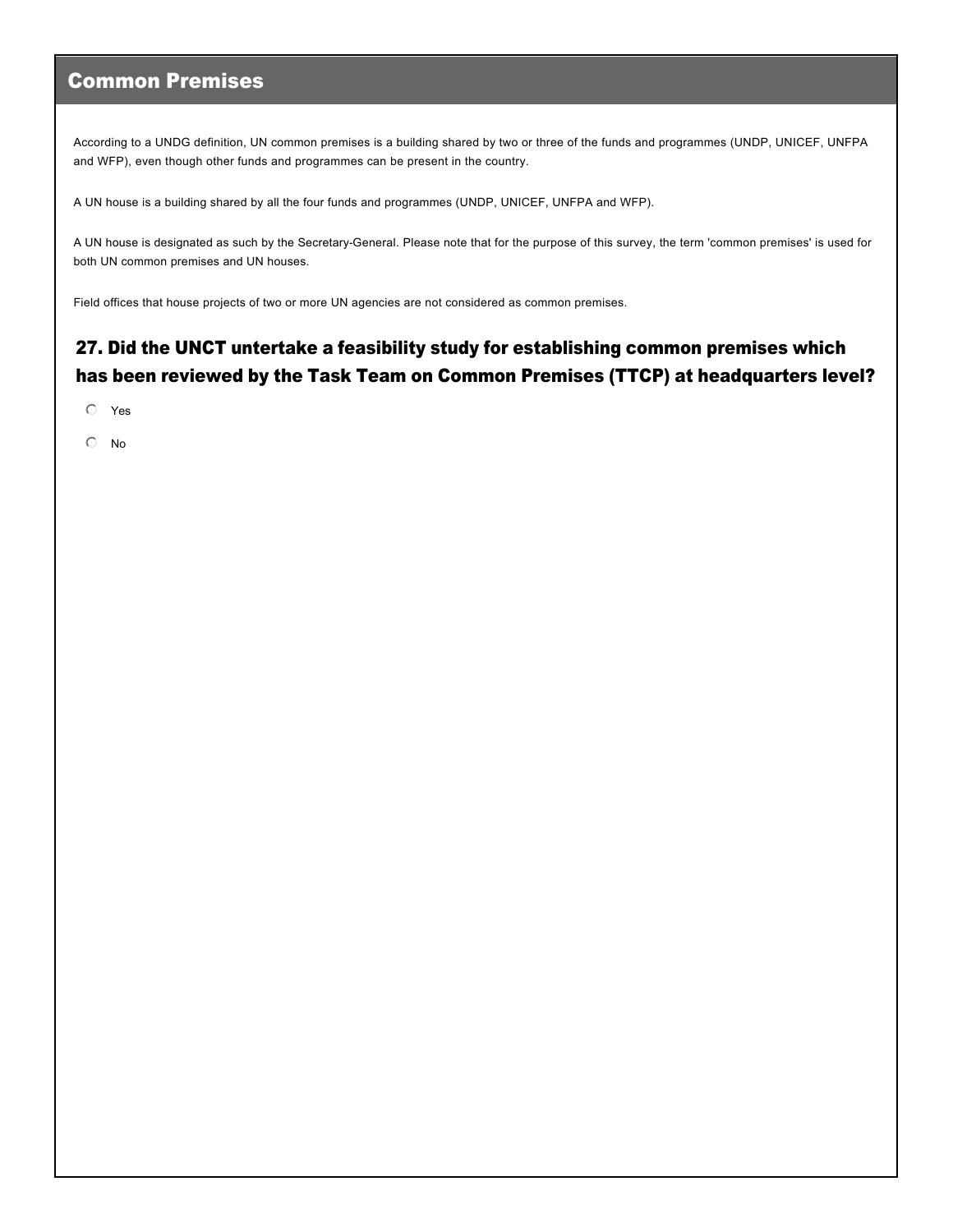## Common Premises

According to a UNDG definition, UN common premises is a building shared by two or three of the funds and programmes (UNDP, UNICEF, UNFPA and WFP), even though other funds and programmes can be present in the country.

A UN house is a building shared by all the four funds and programmes (UNDP, UNICEF, UNFPA and WFP).

A UN house is designated as such by the Secretary-General. Please note that for the purpose of this survey, the term 'common premises' is used for both UN common premises and UN houses.

Field offices that house projects of two or more UN agencies are not considered as common premises.

### 27. Did the UNCT untertake a feasibility study for establishing common premises which has been reviewed by the Task Team on Common Premises (TTCP) at headquarters level?

- ○ Yes
- ○ No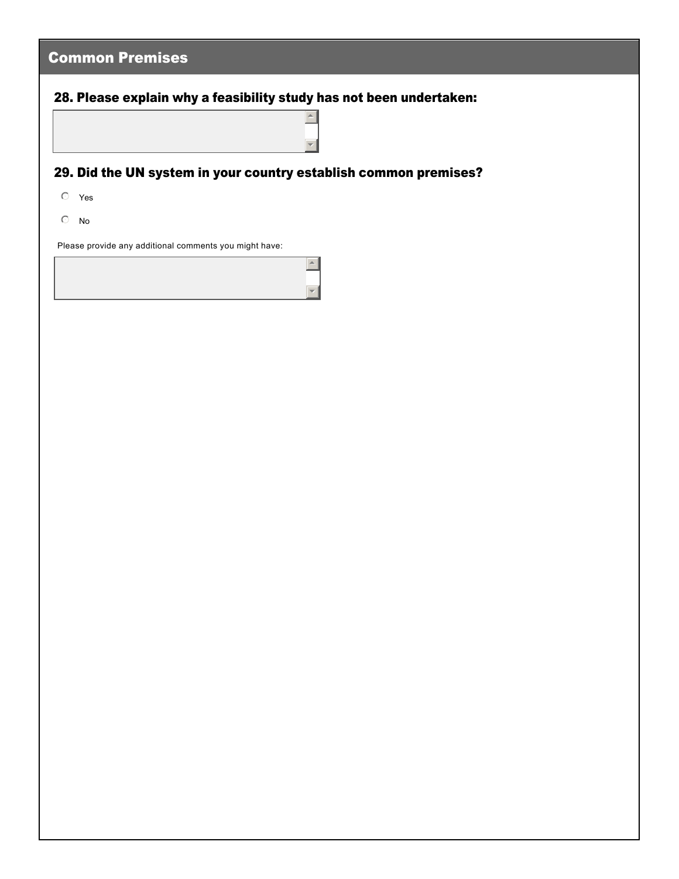## Common Premises

### 28. Please explain why a feasibility study has not been undertaken:

### 29. Did the UN system in your country establish common premises?

- Yes
- No

Please provide any additional comments you might have: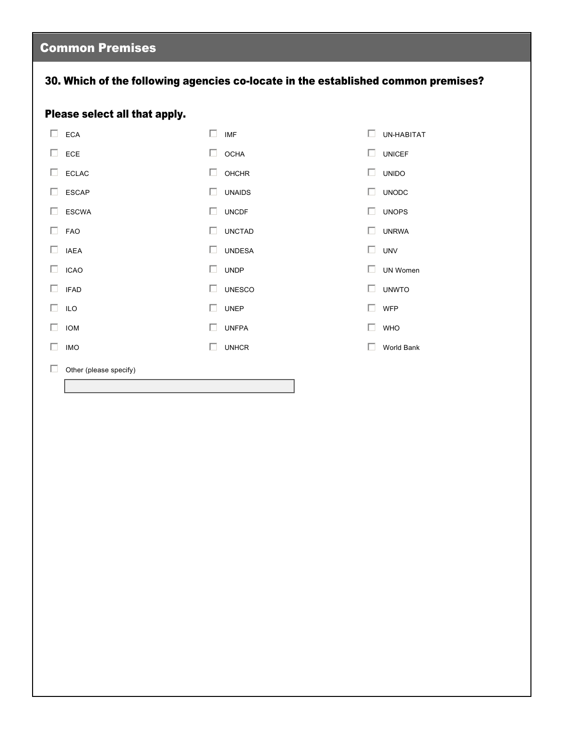## Common Premises

### 30. Which of the following agencies co-locate in the established common premises?

**Please select all that apply.**

- [ ] ECA
- [ ] ECE
- [ ] ECLAC
- [ ] ESCAP
- [ ] ESCWA
- [ ] FAO
- [ ] IAEA
- [ ] ICAO
- [ ] IFAD
- [ ] ILO
- [ ] IOM
- [ ] IMO
- [ ] IMF
- [ ] OCHA
- [ ] OHCHR
- [ ] UNAIDS
- [ ] UNCDF
- [ ] UNCTAD
- [ ] UNDESA
- [ ] UNDP
- [ ] UNESCO
- [ ] UNEP
- [ ] UNFPA
- [ ] UNHCR
- [ ] UN-HABITAT
- [ ] UNICEF
- [ ] UNIDO
- [ ] UNODC
- [ ] UNOPS
- [ ] UNRWA
- [ ] UNV
- [ ] UN Women
- [ ] UNWTO
- [ ] WFP
- [ ] WHO
- [ ] World Bank
- [ ] Other (please specify)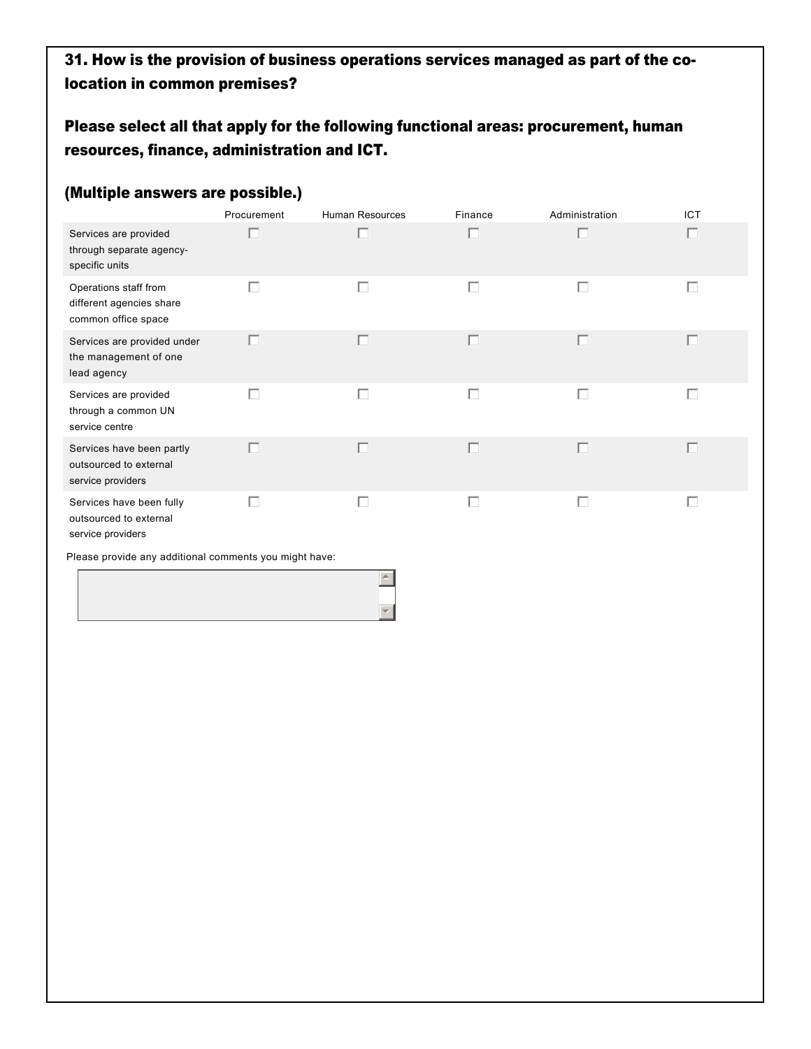**31. How is the provision of business operations services managed as part of the co-location in common premises?**

**Please select all that apply for the following functional areas: procurement, human resources, finance, administration and ICT.**

**(Multiple answers are possible.)**

| | Procurement | Human Resources | Finance | Administration | ICT |
|---|---|---|---|---|---|
| Services are provided through separate agency-specific units | ☐ | ☐ | ☐ | ☐ | ☐ |
| Operations staff from different agencies share common office space | ☐ | ☐ | ☐ | ☐ | ☐ |
| Services are provided under the management of one lead agency | ☐ | ☐ | ☐ | ☐ | ☐ |
| Services are provided through a common UN service centre | ☐ | ☐ | ☐ | ☐ | ☐ |
| Services have been partly outsourced to external service providers | ☐ | ☐ | ☐ | ☐ | ☐ |
| Services have been fully outsourced to external service providers | ☐ | ☐ | ☐ | ☐ | ☐ |

Please provide any additional comments you might have: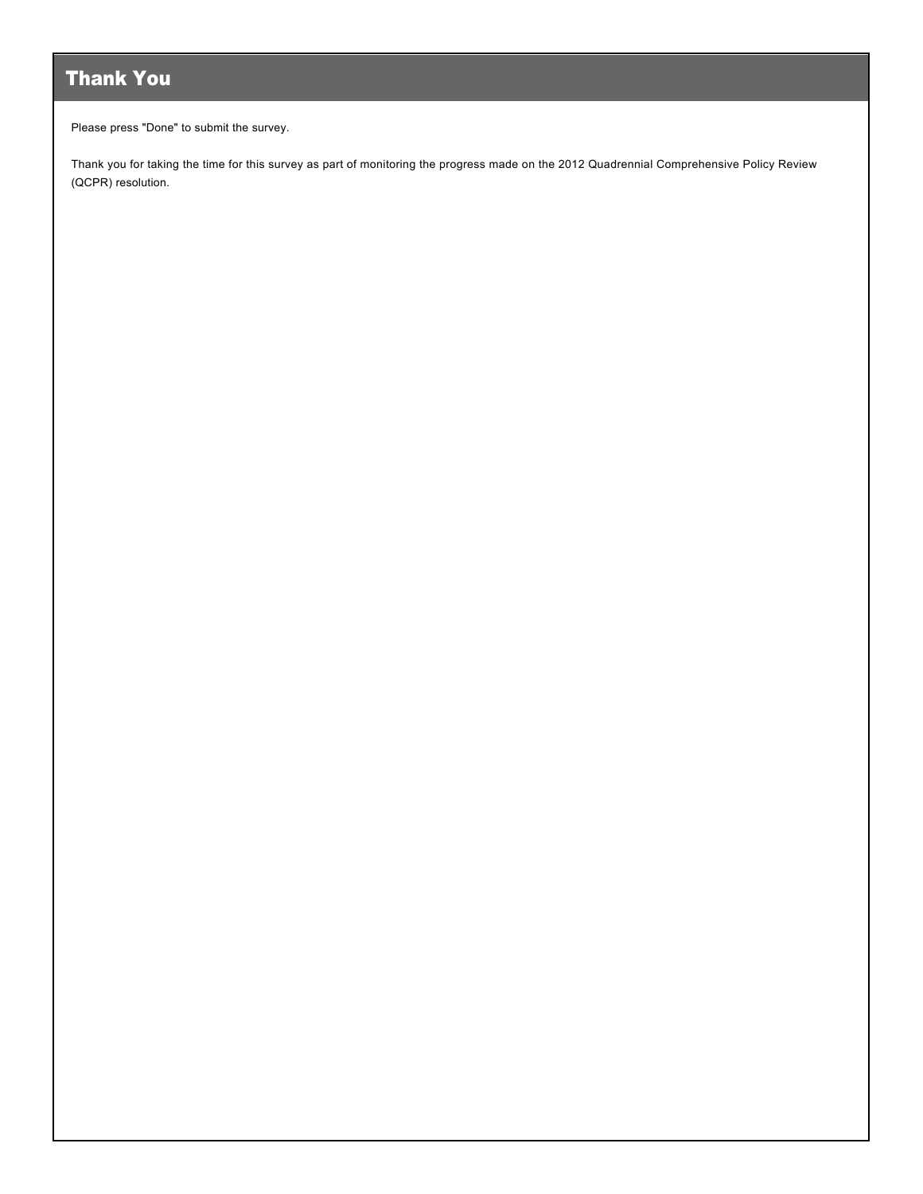## Thank You

Please press "Done" to submit the survey.

Thank you for taking the time for this survey as part of monitoring the progress made on the 2012 Quadrennial Comprehensive Policy Review (QCPR) resolution.